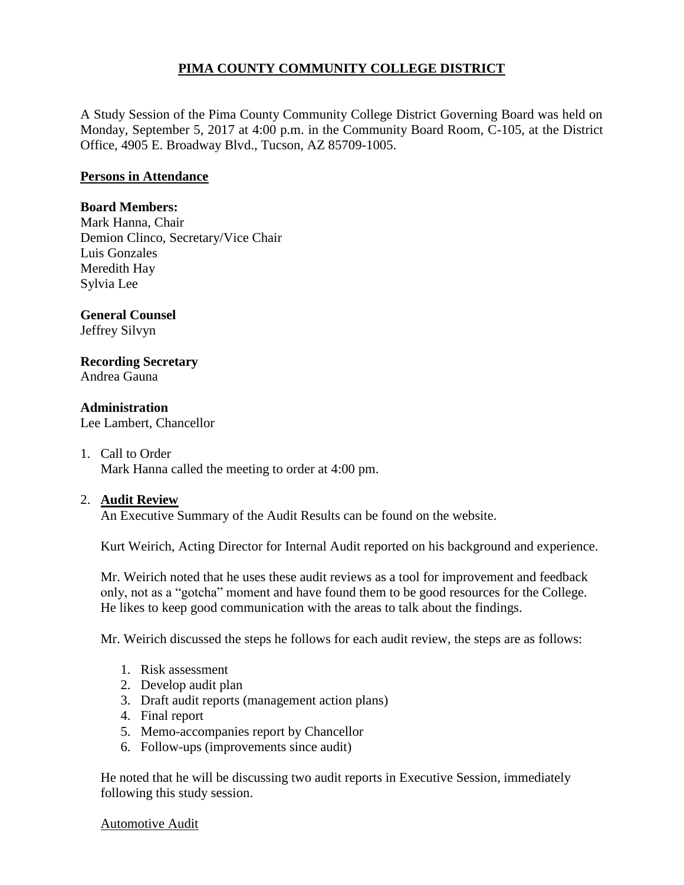# PIMA COUNTY COMMUNITY COLLEGE DISTRICT

A Study Session of the Pima County Community College District Governing Board was held on Monday, September 5, 2017 at 4:00 p.m. in the Community Board Room, C-105, at the District Office, 4905 E. Broadway Blvd., Tucson, AZ 85709-1005.

## Persons in Attendance

**Board Members:**
Mark Hanna, Chair
Demion Clinco, Secretary/Vice Chair
Luis Gonzales
Meredith Hay
Sylvia Lee

**General Counsel**
Jeffrey Silvyn

**Recording Secretary**
Andrea Gauna

**Administration**
Lee Lambert, Chancellor

1. Call to Order
   Mark Hanna called the meeting to order at 4:00 pm.

2. **Audit Review**
   An Executive Summary of the Audit Results can be found on the website.

   Kurt Weirich, Acting Director for Internal Audit reported on his background and experience.

   Mr. Weirich noted that he uses these audit reviews as a tool for improvement and feedback only, not as a "gotcha" moment and have found them to be good resources for the College. He likes to keep good communication with the areas to talk about the findings.

   Mr. Weirich discussed the steps he follows for each audit review, the steps are as follows:

   1. Risk assessment
   2. Develop audit plan
   3. Draft audit reports (management action plans)
   4. Final report
   5. Memo-accompanies report by Chancellor
   6. Follow-ups (improvements since audit)

   He noted that he will be discussing two audit reports in Executive Session, immediately following this study session.

   Automotive Audit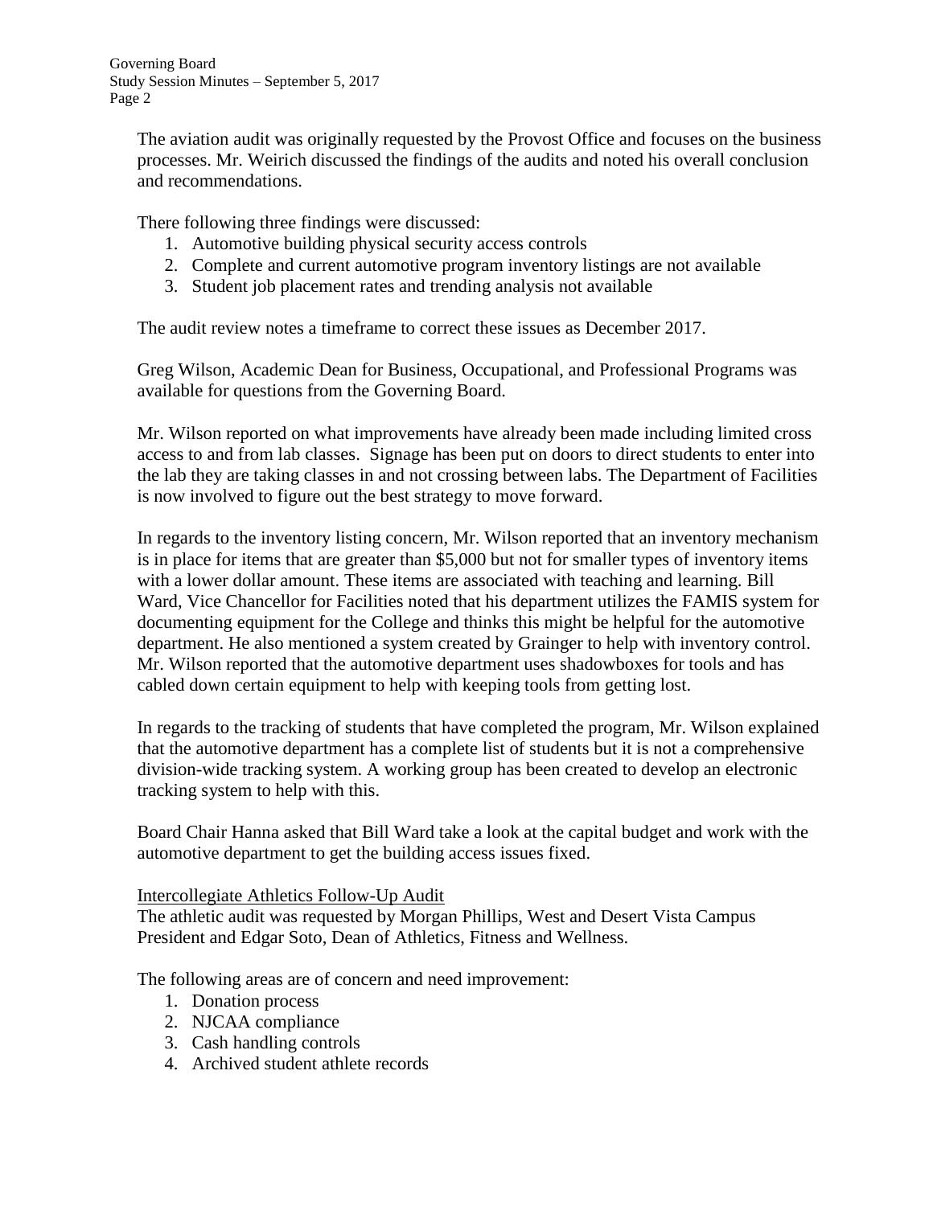The aviation audit was originally requested by the Provost Office and focuses on the business processes. Mr. Weirich discussed the findings of the audits and noted his overall conclusion and recommendations.

There following three findings were discussed:

1. Automotive building physical security access controls
2. Complete and current automotive program inventory listings are not available
3. Student job placement rates and trending analysis not available

The audit review notes a timeframe to correct these issues as December 2017.

Greg Wilson, Academic Dean for Business, Occupational, and Professional Programs was available for questions from the Governing Board.

Mr. Wilson reported on what improvements have already been made including limited cross access to and from lab classes. Signage has been put on doors to direct students to enter into the lab they are taking classes in and not crossing between labs. The Department of Facilities is now involved to figure out the best strategy to move forward.

In regards to the inventory listing concern, Mr. Wilson reported that an inventory mechanism is in place for items that are greater than $5,000 but not for smaller types of inventory items with a lower dollar amount. These items are associated with teaching and learning. Bill Ward, Vice Chancellor for Facilities noted that his department utilizes the FAMIS system for documenting equipment for the College and thinks this might be helpful for the automotive department. He also mentioned a system created by Grainger to help with inventory control. Mr. Wilson reported that the automotive department uses shadowboxes for tools and has cabled down certain equipment to help with keeping tools from getting lost.

In regards to the tracking of students that have completed the program, Mr. Wilson explained that the automotive department has a complete list of students but it is not a comprehensive division-wide tracking system. A working group has been created to develop an electronic tracking system to help with this.

Board Chair Hanna asked that Bill Ward take a look at the capital budget and work with the automotive department to get the building access issues fixed.

Intercollegiate Athletics Follow-Up Audit

The athletic audit was requested by Morgan Phillips, West and Desert Vista Campus President and Edgar Soto, Dean of Athletics, Fitness and Wellness.

The following areas are of concern and need improvement:

1. Donation process
2. NJCAA compliance
3. Cash handling controls
4. Archived student athlete records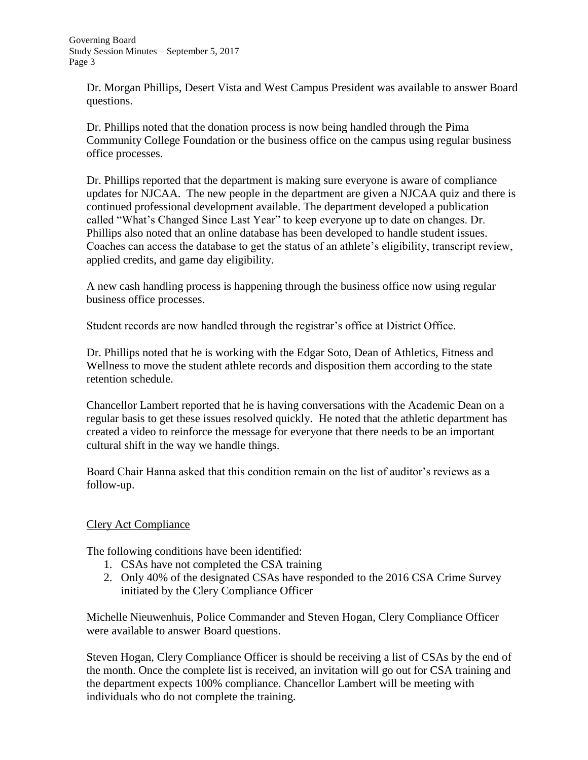Dr. Morgan Phillips, Desert Vista and West Campus President was available to answer Board questions.

Dr. Phillips noted that the donation process is now being handled through the Pima Community College Foundation or the business office on the campus using regular business office processes.

Dr. Phillips reported that the department is making sure everyone is aware of compliance updates for NJCAA. The new people in the department are given a NJCAA quiz and there is continued professional development available. The department developed a publication called "What's Changed Since Last Year" to keep everyone up to date on changes. Dr. Phillips also noted that an online database has been developed to handle student issues. Coaches can access the database to get the status of an athlete's eligibility, transcript review, applied credits, and game day eligibility.

A new cash handling process is happening through the business office now using regular business office processes.

Student records are now handled through the registrar's office at District Office.

Dr. Phillips noted that he is working with the Edgar Soto, Dean of Athletics, Fitness and Wellness to move the student athlete records and disposition them according to the state retention schedule.

Chancellor Lambert reported that he is having conversations with the Academic Dean on a regular basis to get these issues resolved quickly. He noted that the athletic department has created a video to reinforce the message for everyone that there needs to be an important cultural shift in the way we handle things.

Board Chair Hanna asked that this condition remain on the list of auditor's reviews as a follow-up.

Clery Act Compliance

The following conditions have been identified:

1. CSAs have not completed the CSA training
2. Only 40% of the designated CSAs have responded to the 2016 CSA Crime Survey initiated by the Clery Compliance Officer

Michelle Nieuwenhuis, Police Commander and Steven Hogan, Clery Compliance Officer were available to answer Board questions.

Steven Hogan, Clery Compliance Officer is should be receiving a list of CSAs by the end of the month. Once the complete list is received, an invitation will go out for CSA training and the department expects 100% compliance. Chancellor Lambert will be meeting with individuals who do not complete the training.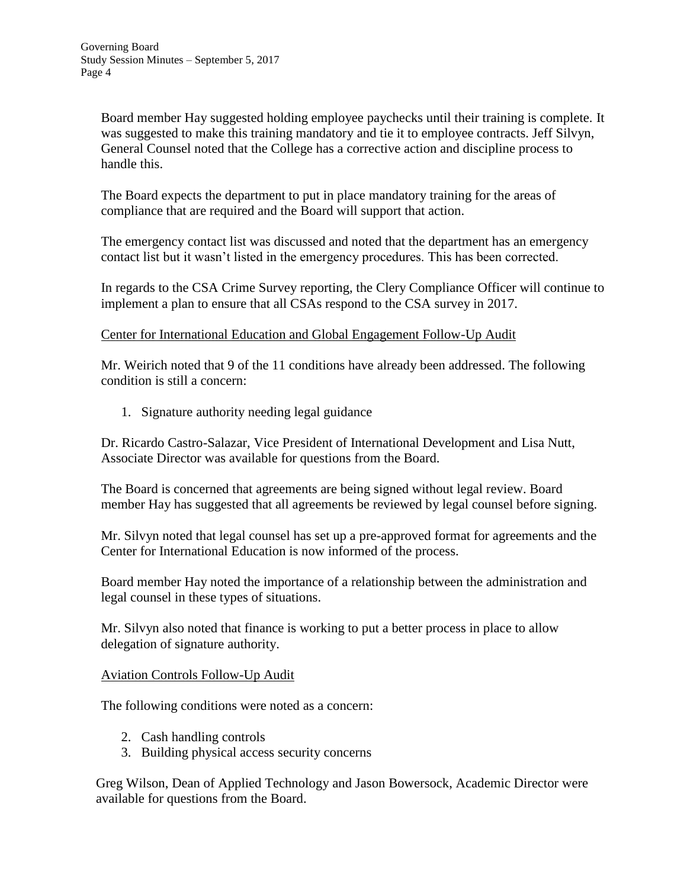Board member Hay suggested holding employee paychecks until their training is complete. It was suggested to make this training mandatory and tie it to employee contracts. Jeff Silvyn, General Counsel noted that the College has a corrective action and discipline process to handle this.

The Board expects the department to put in place mandatory training for the areas of compliance that are required and the Board will support that action.

The emergency contact list was discussed and noted that the department has an emergency contact list but it wasn't listed in the emergency procedures. This has been corrected.

In regards to the CSA Crime Survey reporting, the Clery Compliance Officer will continue to implement a plan to ensure that all CSAs respond to the CSA survey in 2017.

<u>Center for International Education and Global Engagement Follow-Up Audit</u>

Mr. Weirich noted that 9 of the 11 conditions have already been addressed. The following condition is still a concern:

1. Signature authority needing legal guidance

Dr. Ricardo Castro-Salazar, Vice President of International Development and Lisa Nutt, Associate Director was available for questions from the Board.

The Board is concerned that agreements are being signed without legal review. Board member Hay has suggested that all agreements be reviewed by legal counsel before signing.

Mr. Silvyn noted that legal counsel has set up a pre-approved format for agreements and the Center for International Education is now informed of the process.

Board member Hay noted the importance of a relationship between the administration and legal counsel in these types of situations.

Mr. Silvyn also noted that finance is working to put a better process in place to allow delegation of signature authority.

<u>Aviation Controls Follow-Up Audit</u>

The following conditions were noted as a concern:

2. Cash handling controls
3. Building physical access security concerns

Greg Wilson, Dean of Applied Technology and Jason Bowersock, Academic Director were available for questions from the Board.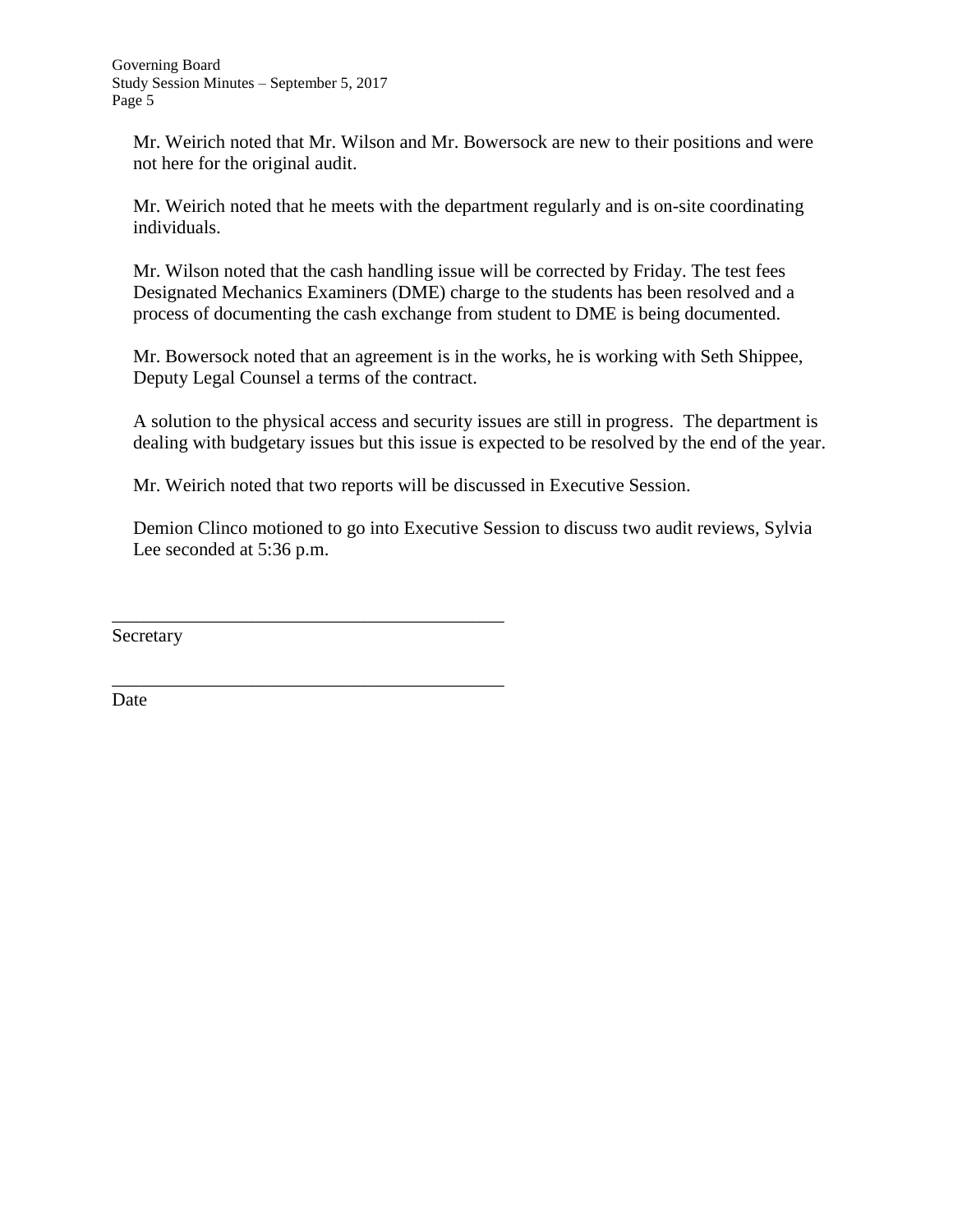Mr. Weirich noted that Mr. Wilson and Mr. Bowersock are new to their positions and were not here for the original audit.

Mr. Weirich noted that he meets with the department regularly and is on-site coordinating individuals.

Mr. Wilson noted that the cash handling issue will be corrected by Friday. The test fees Designated Mechanics Examiners (DME) charge to the students has been resolved and a process of documenting the cash exchange from student to DME is being documented.

Mr. Bowersock noted that an agreement is in the works, he is working with Seth Shippee, Deputy Legal Counsel a terms of the contract.

A solution to the physical access and security issues are still in progress. The department is dealing with budgetary issues but this issue is expected to be resolved by the end of the year.

Mr. Weirich noted that two reports will be discussed in Executive Session.

Demion Clinco motioned to go into Executive Session to discuss two audit reviews, Sylvia Lee seconded at 5:36 p.m.

___________________________________________
Secretary

___________________________________________
Date